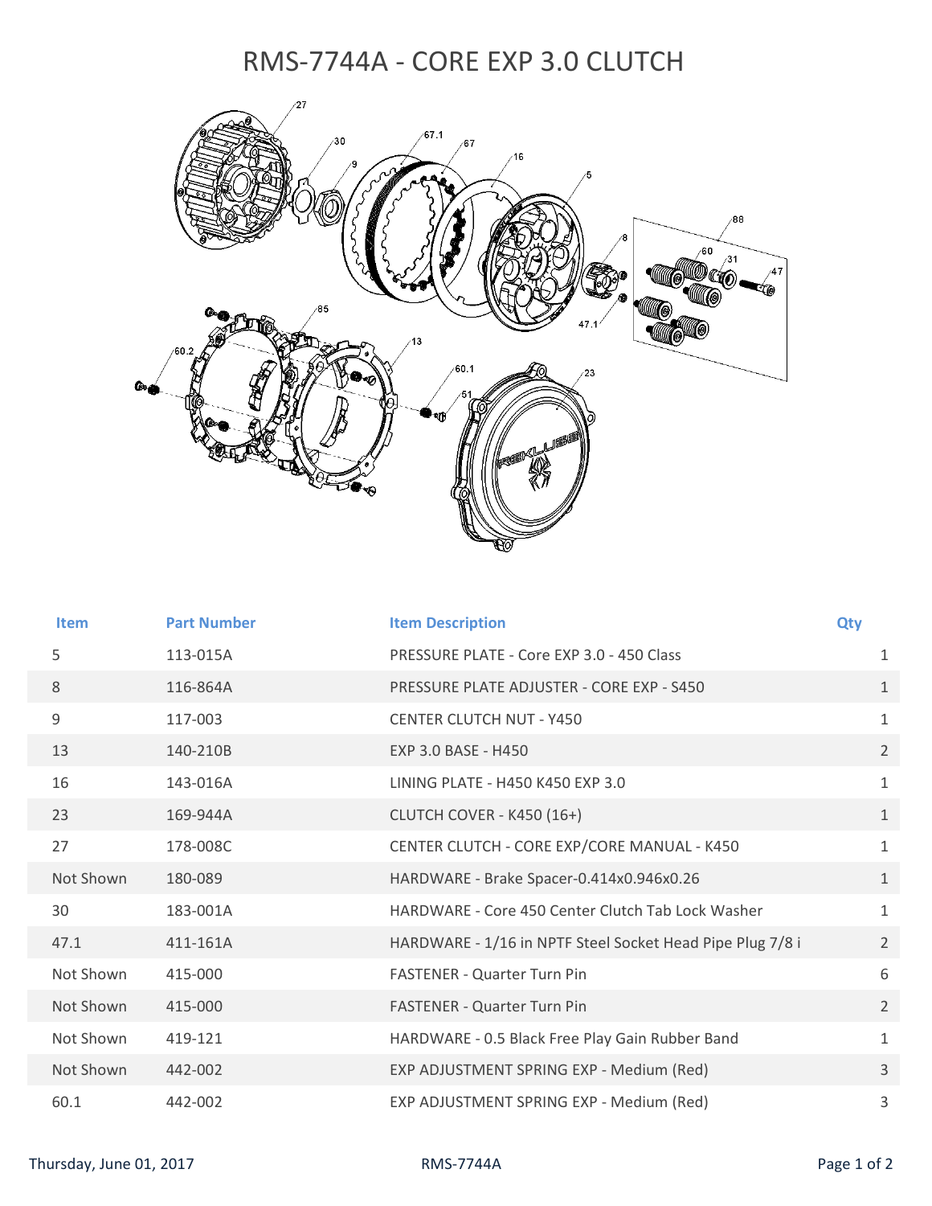# RMS-7744A - CORE EXP 3.0 CLUTCH

| Item | Part Number | Item Description | Qty |
|---|---|---|---|
| 5 | 113-015A | PRESSURE PLATE - Core EXP 3.0 - 450 Class | 1 |
| 8 | 116-864A | PRESSURE PLATE ADJUSTER - CORE EXP - S450 | 1 |
| 9 | 117-003 | CENTER CLUTCH NUT - Y450 | 1 |
| 13 | 140-210B | EXP 3.0 BASE - H450 | 2 |
| 16 | 143-016A | LINING PLATE - H450 K450 EXP 3.0 | 1 |
| 23 | 169-944A | CLUTCH COVER - K450 (16+) | 1 |
| 27 | 178-008C | CENTER CLUTCH - CORE EXP/CORE MANUAL - K450 | 1 |
| Not Shown | 180-089 | HARDWARE - Brake Spacer-0.414x0.946x0.26 | 1 |
| 30 | 183-001A | HARDWARE - Core 450 Center Clutch Tab Lock Washer | 1 |
| 47.1 | 411-161A | HARDWARE - 1/16 in NPTF Steel Socket Head Pipe Plug 7/8 i | 2 |
| Not Shown | 415-000 | FASTENER - Quarter Turn Pin | 6 |
| Not Shown | 415-000 | FASTENER - Quarter Turn Pin | 2 |
| Not Shown | 419-121 | HARDWARE - 0.5 Black Free Play Gain Rubber Band | 1 |
| Not Shown | 442-002 | EXP ADJUSTMENT SPRING EXP - Medium (Red) | 3 |
| 60.1 | 442-002 | EXP ADJUSTMENT SPRING EXP - Medium (Red) | 3 |

Thursday, June 01, 2017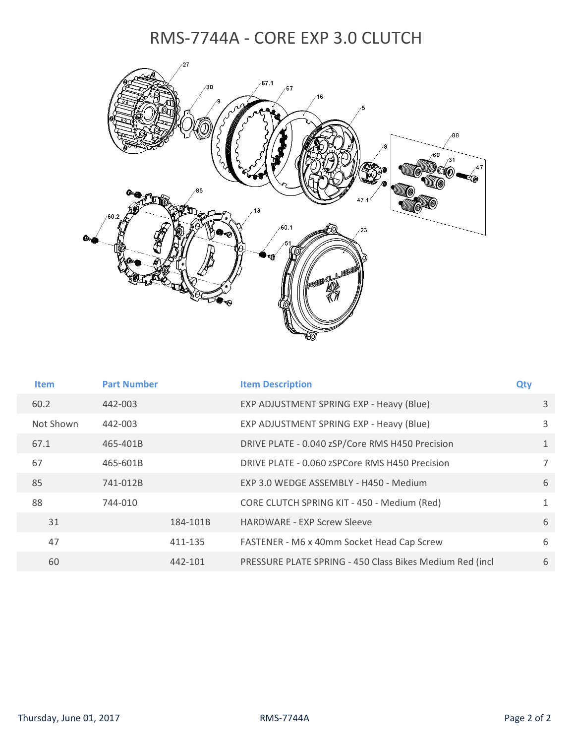# RMS-7744A - CORE EXP 3.0 CLUTCH

27
30
9
67.1
67
16
5
88
8
60
31
47
47.1
85
60.2
13
60.1
51
23

| Item | Part Number | | Item Description | Qty |
|---|---|---|---|---|
| 60.2 | 442-003 | | EXP ADJUSTMENT SPRING EXP - Heavy (Blue) | 3 |
| Not Shown | 442-003 | | EXP ADJUSTMENT SPRING EXP - Heavy (Blue) | 3 |
| 67.1 | 465-401B | | DRIVE PLATE - 0.040 zSP/Core RMS H450 Precision | 1 |
| 67 | 465-601B | | DRIVE PLATE - 0.060 zSPCore RMS H450 Precision | 7 |
| 85 | 741-012B | | EXP 3.0 WEDGE ASSEMBLY - H450 - Medium | 6 |
| 88 | 744-010 | | CORE CLUTCH SPRING KIT - 450 - Medium (Red) | 1 |
| 31 | | 184-101B | HARDWARE - EXP Screw Sleeve | 6 |
| 47 | | 411-135 | FASTENER - M6 x 40mm Socket Head Cap Screw | 6 |
| 60 | | 442-101 | PRESSURE PLATE SPRING - 450 Class Bikes Medium Red (incl | 6 |

Thursday, June 01, 2017 RMS-7744A